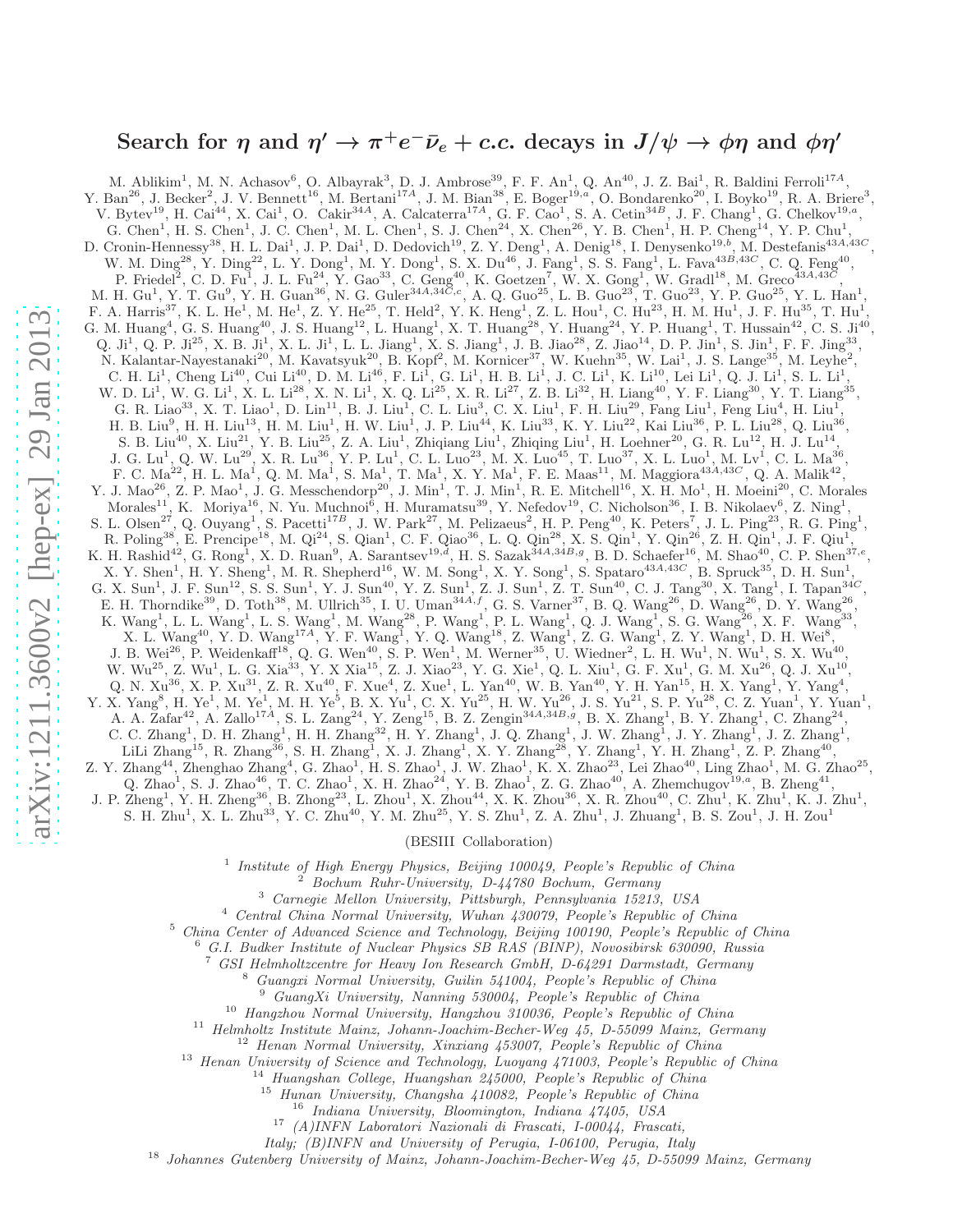# Search for $\eta$ and $\eta' \to \pi^+ e^- \bar{\nu}_e + c.c.$ decays in $J/\psi \to \phi\eta$ and $\phi\eta'$

M. Ablikim[1], M. N. Achasov[6], O. Albayrak[3], D. J. Ambrose[39], F. F. An[1], Q. An[40], J. Z. Bai[1], R. Baldini Ferroli[17A], Y. Ban[26], J. Becker[2], J. V. Bennett[16], M. Bertani[17A], J. M. Bian[38], E. Boger[19,a], O. Bondarenko[20], I. Boyko[19], R. A. Briere[3], V. Bytev[19], H. Cai[44], X. Cai[1], O. Cakir[34A], A. Calcaterra[17A], G. F. Cao[1], S. A. Cetin[34B], J. F. Chang[1], G. Chelkov[19,a], G. Chen[1], H. S. Chen[1], J. C. Chen[1], M. L. Chen[1], S. J. Chen[24], X. Chen[26], Y. B. Chen[1], H. P. Cheng[14], Y. P. Chu[1], D. Cronin-Hennessy[38], H. L. Dai[1], J. P. Dai[1], D. Dedovich[19], Z. Y. Deng[1], A. Denig[18], I. Denysenko[19,b], M. Destefanis[43A,43C], W. M. Ding[28], Y. Ding[22], L. Y. Dong[1], M. Y. Dong[1], S. X. Du[46], J. Fang[1], S. S. Fang[1], L. Fava[43B,43C], C. Q. Feng[40], P. Friedel[2], C. D. Fu[1], J. L. Fu[24], Y. Gao[33], C. Geng[40], K. Goetzen[7], W. X. Gong[1], W. Gradl[18], M. Greco[43A,43C], M. H. Gu[1], Y. T. Gu[9], Y. H. Guan[36], N. G. Guler[34A,34C,c], A. Q. Guo[25], L. B. Guo[23], T. Guo[23], Y. P. Guo[25], Y. L. Han[1], F. A. Harris[37], K. L. He[1], M. He[1], Z. Y. He[25], T. Held[2], Y. K. Heng[1], Z. L. Hou[1], C. Hu[23], H. M. Hu[1], J. F. Hu[35], T. Hu[1], G. M. Huang[4], G. S. Huang[40], J. S. Huang[12], L. Huang[1], X. T. Huang[28], Y. Huang[24], Y. P. Huang[1], T. Hussain[42], C. S. Ji[40], Q. Ji[1], Q. P. Ji[25], X. B. Ji[1], X. L. Ji[1], L. L. Jiang[1], X. S. Jiang[1], J. B. Jiao[28], Z. Jiao[14], D. P. Jin[1], S. Jin[1], F. F. Jing[33], N. Kalantar-Nayestanaki[20], M. Kavatsyuk[20], B. Kopf[2], M. Kornicer[37], W. Kuehn[35], W. Lai[1], J. S. Lange[35], M. Leyhe[2], C. H. Li[1], Cheng Li[40], Cui Li[40], D. M. Li[46], F. Li[1], G. Li[1], H. B. Li[1], J. C. Li[1], K. Li[10], Lei Li[1], Q. J. Li[1], S. L. Li[1], W. D. Li[1], W. G. Li[1], X. L. Li[28], X. N. Li[1], X. Q. Li[25], X. R. Li[27], Z. B. Li[32], H. Liang[40], Y. F. Liang[30], Y. T. Liang[35], G. R. Liao[33], X. T. Liao[1], D. Lin[11], B. J. Liu[1], C. L. Liu[3], C. X. Liu[1], F. H. Liu[29], Fang Liu[1], Feng Liu[4], H. Liu[1], H. B. Liu[9], H. H. Liu[13], H. M. Liu[1], H. W. Liu[1], J. P. Liu[44], K. Liu[33], K. Y. Liu[22], Kai Liu[36], P. L. Liu[28], Q. Liu[36], S. B. Liu[40], X. Liu[21], Y. B. Liu[25], Z. A. Liu[1], Zhiqiang Liu[1], Zhiqing Liu[1], H. Loehner[20], G. R. Lu[12], H. J. Lu[14], J. G. Lu[1], Q. W. Lu[29], X. R. Lu[36], Y. P. Lu[1], C. L. Luo[23], M. X. Luo[45], T. Luo[37], X. L. Luo[1], M. Lv[1], C. L. Ma[36], F. C. Ma[22], H. L. Ma[1], Q. M. Ma[1], S. Ma[1], T. Ma[1], X. Y. Ma[1], F. E. Maas[11], M. Maggiora[43A,43C], Q. A. Malik[42], Y. J. Mao[26], Z. P. Mao[1], J. G. Messchendorp[20], J. Min[1], T. J. Min[1], R. E. Mitchell[16], X. H. Mo[1], H. Moeini[20], C. Morales Morales[11], K. Moriya[16], N. Yu. Muchnoi[6], H. Muramatsu[39], Y. Nefedov[19], C. Nicholson[36], I. B. Nikolaev[6], Z. Ning[1], S. L. Olsen[27], Q. Ouyang[1], S. Pacetti[17B], J. W. Park[27], M. Pelizaeus[2], H. P. Peng[40], K. Peters[7], J. L. Ping[23], R. G. Ping[1], R. Poling[38], E. Prencipe[18], M. Qi[24], S. Qian[1], C. F. Qiao[36], L. Q. Qin[28], X. S. Qin[1], Y. Qin[26], Z. H. Qin[1], J. F. Qiu[1], K. H. Rashid[42], G. Rong[1], X. D. Ruan[9], A. Sarantsev[19,d], H. S. Sazak[34A,34B,g], B. D. Schaefer[16], M. Shao[40], C. P. Shen[37,e], X. Y. Shen[1], H. Y. Sheng[1], M. R. Shepherd[16], W. M. Song[1], X. Y. Song[1], S. Spataro[43A,43C], B. Spruck[35], D. H. Sun[1], G. X. Sun[1], J. F. Sun[12], S. S. Sun[1], Y. J. Sun[40], Y. Z. Sun[1], Z. J. Sun[1], Z. T. Sun[40], C. J. Tang[30], X. Tang[1], I. Tapan[34C], E. H. Thorndike[39], D. Toth[38], M. Ullrich[35], I. U. Uman[34A,f], G. S. Varner[37], B. Q. Wang[26], D. Wang[26], D. Y. Wang[26], K. Wang[1], L. L. Wang[1], L. S. Wang[1], M. Wang[28], P. Wang[1], P. L. Wang[1], Q. J. Wang[1], S. G. Wang[26], X. F. Wang[33], X. L. Wang[40], Y. D. Wang[17A], Y. F. Wang[1], Y. Q. Wang[18], Z. Wang[1], Z. G. Wang[1], Z. Y. Wang[1], D. H. Wei[8], J. B. Wei[26], P. Weidenkaff[18], Q. G. Wen[40], S. P. Wen[1], M. Werner[35], U. Wiedner[2], L. H. Wu[1], N. Wu[1], S. X. Wu[40], W. Wu[25], Z. Wu[1], L. G. Xia[33], Y. X Xia[15], Z. J. Xiao[23], Y. G. Xie[1], Q. L. Xiu[1], G. F. Xu[1], G. M. Xu[26], Q. J. Xu[10], Q. N. Xu[36], X. P. Xu[31], Z. R. Xu[40], F. Xue[4], Z. Xue[1], L. Yan[40], W. B. Yan[40], Y. H. Yan[15], H. X. Yang[1], Y. Yang[4], Y. X. Yang[8], H. Ye[1], M. Ye[1], M. H. Ye[5], B. X. Yu[1], C. X. Yu[25], H. W. Yu[26], J. S. Yu[21], S. P. Yu[28], C. Z. Yuan[1], Y. Yuan[1], A. A. Zafar[42], A. Zallo[17A], S. L. Zang[24], Y. Zeng[15], B. X. Zhang[1], B. Y. Zhang[1], C. Zhang[24], B. Z. Zengin[34A,34B,g], C. C. Zhang[1], D. H. Zhang[1], H. H. Zhang[32], H. Y. Zhang[1], J. Q. Zhang[1], J. W. Zhang[1], J. Y. Zhang[1], J. Z. Zhang[1], LiLi Zhang[15], R. Zhang[36], S. H. Zhang[1], X. J. Zhang[1], X. Y. Zhang[28], Y. Zhang[1], Y. H. Zhang[1], Z. P. Zhang[40], Z. Y. Zhang[44], Zhenghao Zhang[4], G. Zhao[1], H. S. Zhao[1], J. W. Zhao[1], K. X. Zhao[23], Lei Zhao[40], Ling Zhao[1], M. G. Zhao[25], Q. Zhao[1], S. J. Zhao[46], T. C. Zhao[1], X. H. Zhao[24], Y. B. Zhao[1], Z. G. Zhao[40], A. Zhemchugov[19,a], B. Zheng[41], J. P. Zheng[1], Y. H. Zheng[36], B. Zhong[23], L. Zhou[1], X. Zhou[44], X. K. Zhou[36], X. R. Zhou[40], C. Zhu[1], K. Zhu[1], K. J. Zhu[1], S. H. Zhu[1], X. L. Zhu[33], Y. C. Zhu[40], Y. M. Zhu[25], Y. S. Zhu[1], Z. A. Zhu[1], J. Zhuang[1], B. S. Zou[1], J. H. Zou[1]

(BESIII Collaboration)

[1] *Institute of High Energy Physics, Beijing 100049, People's Republic of China*
[2] *Bochum Ruhr-University, D-44780 Bochum, Germany*
[3] *Carnegie Mellon University, Pittsburgh, Pennsylvania 15213, USA*
[4] *Central China Normal University, Wuhan 430079, People's Republic of China*
[5] *China Center of Advanced Science and Technology, Beijing 100190, People's Republic of China*
[6] *G.I. Budker Institute of Nuclear Physics SB RAS (BINP), Novosibirsk 630090, Russia*
[7] *GSI Helmholtzcentre for Heavy Ion Research GmbH, D-64291 Darmstadt, Germany*
[8] *Guangxi Normal University, Guilin 541004, People's Republic of China*
[9] *GuangXi University, Nanning 530004, People's Republic of China*
[10] *Hangzhou Normal University, Hangzhou 310036, People's Republic of China*
[11] *Helmholtz Institute Mainz, Johann-Joachim-Becher-Weg 45, D-55099 Mainz, Germany*
[12] *Henan Normal University, Xinxiang 453007, People's Republic of China*
[13] *Henan University of Science and Technology, Luoyang 471003, People's Republic of China*
[14] *Huangshan College, Huangshan 245000, People's Republic of China*
[15] *Hunan University, Changsha 410082, People's Republic of China*
[16] *Indiana University, Bloomington, Indiana 47405, USA*
[17] *(A)INFN Laboratori Nazionali di Frascati, I-00044, Frascati, Italy; (B)INFN and University of Perugia, I-06100, Perugia, Italy*
[18] *Johannes Gutenberg University of Mainz, Johann-Joachim-Becher-Weg 45, D-55099 Mainz, Germany*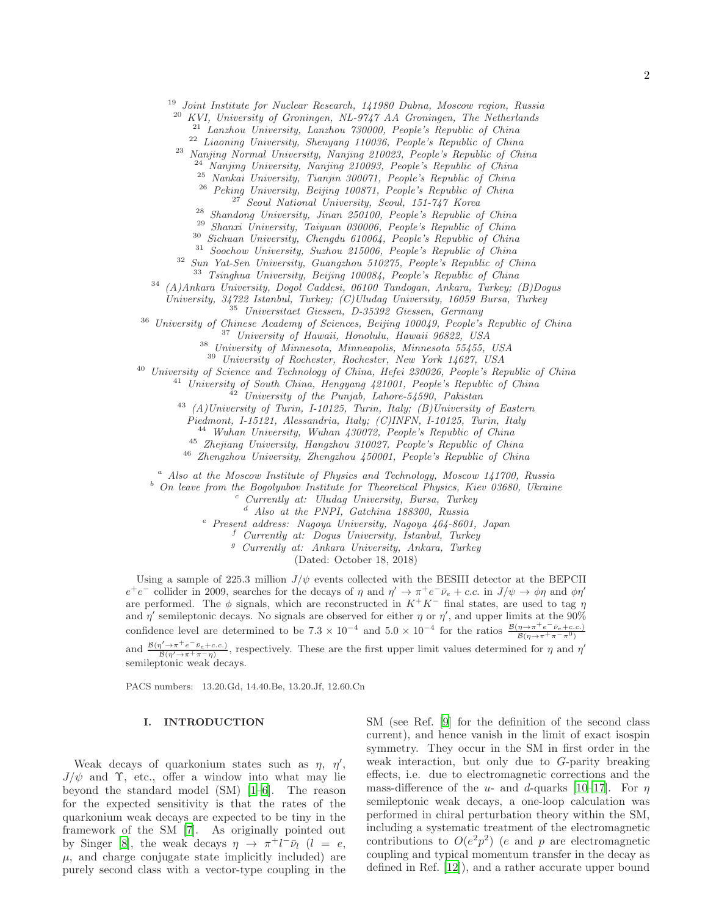[19] *Joint Institute for Nuclear Research, 141980 Dubna, Moscow region, Russia*
[20] *KVI, University of Groningen, NL-9747 AA Groningen, The Netherlands*
[21] *Lanzhou University, Lanzhou 730000, People's Republic of China*
[22] *Liaoning University, Shenyang 110036, People's Republic of China*
[23] *Nanjing Normal University, Nanjing 210023, People's Republic of China*
[24] *Nanjing University, Nanjing 210093, People's Republic of China*
[25] *Nankai University, Tianjin 300071, People's Republic of China*
[26] *Peking University, Beijing 100871, People's Republic of China*
[27] *Seoul National University, Seoul, 151-747 Korea*
[28] *Shandong University, Jinan 250100, People's Republic of China*
[29] *Shanxi University, Taiyuan 030006, People's Republic of China*
[30] *Sichuan University, Chengdu 610064, People's Republic of China*
[31] *Soochow University, Suzhou 215006, People's Republic of China*
[32] *Sun Yat-Sen University, Guangzhou 510275, People's Republic of China*
[33] *Tsinghua University, Beijing 100084, People's Republic of China*
[34] *(A)Ankara University, Dogol Caddesi, 06100 Tandogan, Ankara, Turkey; (B)Dogus University, 34722 Istanbul, Turkey; (C)Uludag University, 16059 Bursa, Turkey*
[35] *Universitaet Giessen, D-35392 Giessen, Germany*
[36] *University of Chinese Academy of Sciences, Beijing 100049, People's Republic of China*
[37] *University of Hawaii, Honolulu, Hawaii 96822, USA*
[38] *University of Minnesota, Minneapolis, Minnesota 55455, USA*
[39] *University of Rochester, Rochester, New York 14627, USA*
[40] *University of Science and Technology of China, Hefei 230026, People's Republic of China*
[41] *University of South China, Hengyang 421001, People's Republic of China*
[42] *University of the Punjab, Lahore-54590, Pakistan*
[43] *(A)University of Turin, I-10125, Turin, Italy; (B)University of Eastern Piedmont, I-15121, Alessandria, Italy; (C)INFN, I-10125, Turin, Italy*
[44] *Wuhan University, Wuhan 430072, People's Republic of China*
[45] *Zhejiang University, Hangzhou 310027, People's Republic of China*
[46] *Zhengzhou University, Zhengzhou 450001, People's Republic of China*

[a] *Also at the Moscow Institute of Physics and Technology, Moscow 141700, Russia*
[b] *On leave from the Bogolyubov Institute for Theoretical Physics, Kiev 03680, Ukraine*
[c] *Currently at: Uludag University, Bursa, Turkey*
[d] *Also at the PNPI, Gatchina 188300, Russia*
[e] *Present address: Nagoya University, Nagoya 464-8601, Japan*
[f] *Currently at: Dogus University, Istanbul, Turkey*
[g] *Currently at: Ankara University, Ankara, Turkey*
(Dated: October 18, 2018)

Using a sample of 225.3 million $J/\psi$ events collected with the BESIII detector at the BEPCII $e^+e^-$ collider in 2009, searches for the decays of $\eta$ and $\eta' \to \pi^+e^-\bar{\nu}_e + c.c.$ in $J/\psi \to \phi\eta$ and $\phi\eta'$ are performed. The $\phi$ signals, which are reconstructed in $K^+K^-$ final states, are used to tag $\eta$ and $\eta'$ semileptonic decays. No signals are observed for either $\eta$ or $\eta'$, and upper limits at the 90% confidence level are determined to be $7.3\times10^{-4}$ and $5.0\times10^{-4}$ for the ratios $\frac{\mathcal{B}(\eta\to\pi^+e^-\bar{\nu}_e+c.c.)}{\mathcal{B}(\eta\to\pi^+\pi^-\pi^0)}$ and $\frac{\mathcal{B}(\eta'\to\pi^+e^-\bar{\nu}_e+c.c.)}{\mathcal{B}(\eta'\to\pi^+\pi^-\eta)}$, respectively. These are the first upper limit values determined for $\eta$ and $\eta'$ semileptonic weak decays.

PACS numbers: 13.20.Gd, 14.40.Be, 13.20.Jf, 12.60.Cn

## I. INTRODUCTION

Weak decays of quarkonium states such as $\eta$, $\eta'$, $J/\psi$ and $\Upsilon$, etc., offer a window into what may lie beyond the standard model (SM) [1–6]. The reason for the expected sensitivity is that the rates of the quarkonium weak decays are expected to be tiny in the framework of the SM [7]. As originally pointed out by Singer [8], the weak decays $\eta \to \pi^+l^-\bar{\nu}_l$ ($l = e$, $\mu$, and charge conjugate state implicitly included) are purely second class with a vector-type coupling in the SM (see Ref. [9] for the definition of the second class current), and hence vanish in the limit of exact isospin symmetry. They occur in the SM in first order in the weak interaction, but only due to $G$-parity breaking effects, i.e. due to electromagnetic corrections and the mass-difference of the $u$- and $d$-quarks [10–17]. For $\eta$ semileptonic weak decays, a one-loop calculation was performed in chiral perturbation theory within the SM, including a systematic treatment of the electromagnetic contributions to $O(e^2p^2)$ ($e$ and $p$ are electromagnetic coupling and typical momentum transfer in the decay as defined in Ref. [12]), and a rather accurate upper bound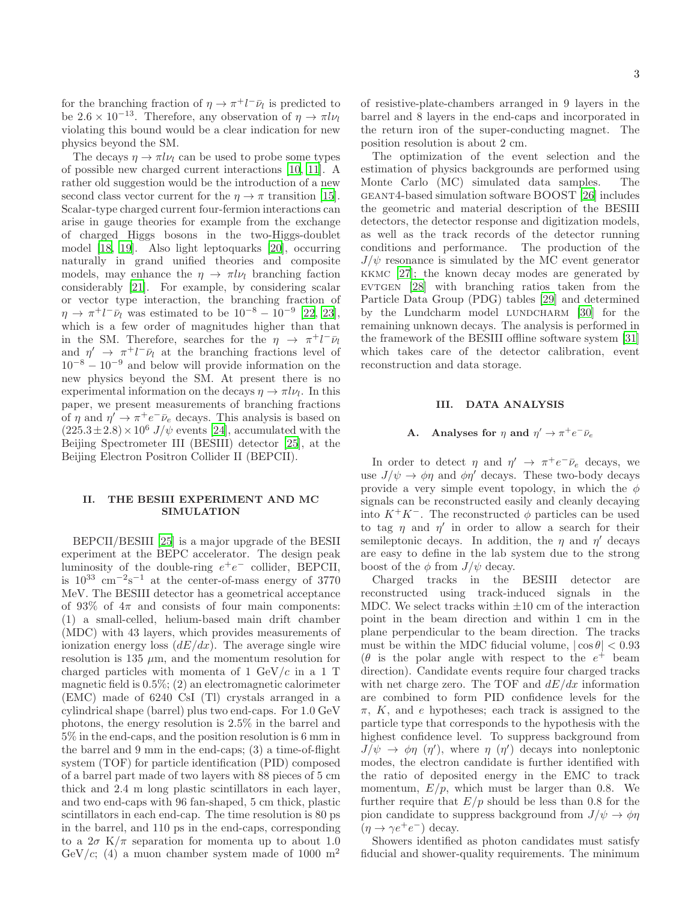for the branching fraction of $\eta \to \pi^+ l^- \bar{\nu}_l$ is predicted to be $2.6 \times 10^{-13}$. Therefore, any observation of $\eta \to \pi l \nu_l$ violating this bound would be a clear indication for new physics beyond the SM.

The decays $\eta \to \pi l \nu_l$ can be used to probe some types of possible new charged current interactions [10, 11]. A rather old suggestion would be the introduction of a new second class vector current for the $\eta \to \pi$ transition [15]. Scalar-type charged current four-fermion interactions can arise in gauge theories for example from the exchange of charged Higgs bosons in the two-Higgs-doublet model [18, 19]. Also light leptoquarks [20], occurring naturally in grand unified theories and composite models, may enhance the $\eta \to \pi l \nu_l$ branching faction considerably [21]. For example, by considering scalar or vector type interaction, the branching fraction of $\eta \to \pi^+ l^- \bar{\nu}_l$ was estimated to be $10^{-8} - 10^{-9}$ [22, 23], which is a few order of magnitudes higher than that in the SM. Therefore, searches for the $\eta \to \pi^+ l^- \bar{\nu}_l$ and $\eta' \to \pi^+ l^- \bar{\nu}_l$ at the branching fractions level of $10^{-8} - 10^{-9}$ and below will provide information on the new physics beyond the SM. At present there is no experimental information on the decays $\eta \to \pi l \nu_l$. In this paper, we present measurements of branching fractions of $\eta$ and $\eta' \to \pi^+ e^- \bar{\nu}_e$ decays. This analysis is based on $(225.3 \pm 2.8) \times 10^6$ $J/\psi$ events [24], accumulated with the Beijing Spectrometer III (BESIII) detector [25], at the Beijing Electron Positron Collider II (BEPCII).

## II. THE BESIII EXPERIMENT AND MC SIMULATION

BEPCII/BESIII [25] is a major upgrade of the BESII experiment at the BEPC accelerator. The design peak luminosity of the double-ring $e^+e^-$ collider, BEPCII, is $10^{33}$ cm$^{-2}$s$^{-1}$ at the center-of-mass energy of 3770 MeV. The BESIII detector has a geometrical acceptance of 93% of $4\pi$ and consists of four main components: (1) a small-celled, helium-based main drift chamber (MDC) with 43 layers, which provides measurements of ionization energy loss ($dE/dx$). The average single wire resolution is 135 $\mu$m, and the momentum resolution for charged particles with momenta of 1 GeV/$c$ in a 1 T magnetic field is 0.5%; (2) an electromagnetic calorimeter (EMC) made of 6240 CsI (Tl) crystals arranged in a cylindrical shape (barrel) plus two end-caps. For 1.0 GeV photons, the energy resolution is 2.5% in the barrel and 5% in the end-caps, and the position resolution is 6 mm in the barrel and 9 mm in the end-caps; (3) a time-of-flight system (TOF) for particle identification (PID) composed of a barrel part made of two layers with 88 pieces of 5 cm thick and 2.4 m long plastic scintillators in each layer, and two end-caps with 96 fan-shaped, 5 cm thick, plastic scintillators in each end-cap. The time resolution is 80 ps in the barrel, and 110 ps in the end-caps, corresponding to a $2\sigma$ K/$\pi$ separation for momenta up to about 1.0 GeV/$c$; (4) a muon chamber system made of 1000 m$^2$ of resistive-plate-chambers arranged in 9 layers in the barrel and 8 layers in the end-caps and incorporated in the return iron of the super-conducting magnet. The position resolution is about 2 cm.

The optimization of the event selection and the estimation of physics backgrounds are performed using Monte Carlo (MC) simulated data samples. The GEANT4-based simulation software BOOST [26] includes the geometric and material description of the BESIII detectors, the detector response and digitization models, as well as the track records of the detector running conditions and performance. The production of the $J/\psi$ resonance is simulated by the MC event generator KKMC [27]; the known decay modes are generated by EVTGEN [28] with branching ratios taken from the Particle Data Group (PDG) tables [29] and determined by the Lundcharm model LUNDCHARM [30] for the remaining unknown decays. The analysis is performed in the framework of the BESIII offline software system [31] which takes care of the detector calibration, event reconstruction and data storage.

## III. DATA ANALYSIS

### A. Analyses for $\eta$ and $\eta' \to \pi^+ e^- \bar{\nu}_e$

In order to detect $\eta$ and $\eta' \to \pi^+ e^- \bar{\nu}_e$ decays, we use $J/\psi \to \phi\eta$ and $\phi\eta'$ decays. These two-body decays provide a very simple event topology, in which the $\phi$ signals can be reconstructed easily and cleanly decaying into $K^+K^-$. The reconstructed $\phi$ particles can be used to tag $\eta$ and $\eta'$ in order to allow a search for their semileptonic decays. In addition, the $\eta$ and $\eta'$ decays are easy to define in the lab system due to the strong boost of the $\phi$ from $J/\psi$ decay.

Charged tracks in the BESIII detector are reconstructed using track-induced signals in the MDC. We select tracks within $\pm 10$ cm of the interaction point in the beam direction and within 1 cm in the plane perpendicular to the beam direction. The tracks must be within the MDC fiducial volume, $|\cos\theta| < 0.93$ ($\theta$ is the polar angle with respect to the $e^+$ beam direction). Candidate events require four charged tracks with net charge zero. The TOF and $dE/dx$ information are combined to form PID confidence levels for the $\pi$, $K$, and $e$ hypotheses; each track is assigned to the particle type that corresponds to the hypothesis with the highest confidence level. To suppress background from $J/\psi \to \phi\eta$ ($\eta'$), where $\eta$ ($\eta'$) decays into nonleptonic modes, the electron candidate is further identified with the ratio of deposited energy in the EMC to track momentum, $E/p$, which must be larger than 0.8. We further require that $E/p$ should be less than 0.8 for the pion candidate to suppress background from $J/\psi \to \phi\eta$ ($\eta \to \gamma e^+e^-$) decay.

Showers identified as photon candidates must satisfy fiducial and shower-quality requirements. The minimum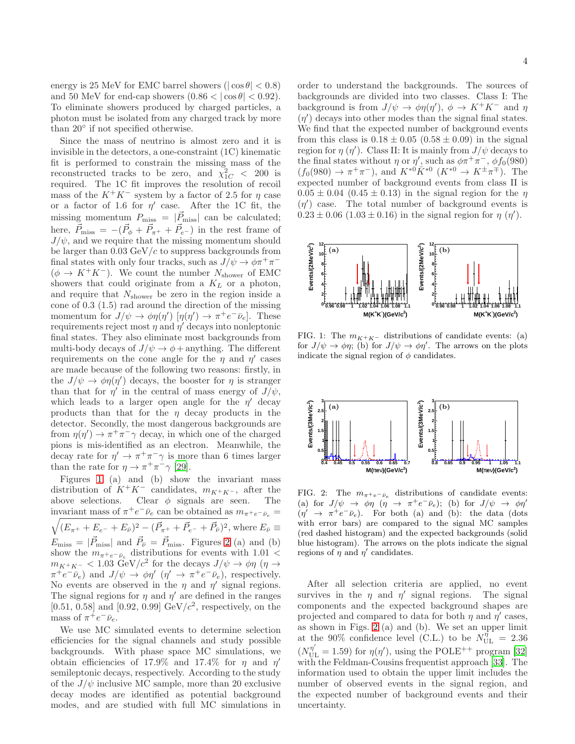energy is 25 MeV for EMC barrel showers ($|\cos\theta| < 0.8$) and 50 MeV for end-cap showers ($0.86 < |\cos\theta| < 0.92$). To eliminate showers produced by charged particles, a photon must be isolated from any charged track by more than $20^\circ$ if not specified otherwise.

Since the mass of neutrino is almost zero and it is invisible in the detectors, a one-constraint (1C) kinematic fit is performed to constrain the missing mass of the reconstructed tracks to be zero, and $\chi^2_{1C} < 200$ is required. The 1C fit improves the resolution of recoil mass of the $K^+K^-$ system by a factor of 2.5 for $\eta$ case or a factor of 1.6 for $\eta'$ case. After the 1C fit, the missing momentum $P_{\rm miss} = |\vec{P}_{\rm miss}|$ can be calculated; here, $\vec{P}_{\rm miss} = -(\vec{P}_\phi + \vec{P}_{\pi^+} + \vec{P}_{e^-})$ in the rest frame of $J/\psi$, and we require that the missing momentum should be larger than 0.03 GeV/$c$ to suppress backgrounds from final states with only four tracks, such as $J/\psi \to \phi\pi^+\pi^-$ ($\phi \to K^+K^-$). We count the number $N_{\rm shower}$ of EMC showers that could originate from a $K_L$ or a photon, and require that $N_{\rm shower}$ be zero in the region inside a cone of 0.3 (1.5) rad around the direction of the missing momentum for $J/\psi \to \phi\eta(\eta')$ [$\eta(\eta') \to \pi^+e^-\bar{\nu}_e$]. These requirements reject most $\eta$ and $\eta'$ decays into nonleptonic final states. They also eliminate most backgrounds from multi-body decays of $J/\psi \to \phi +$anything. The different requirements on the cone angle for the $\eta$ and $\eta'$ cases are made because of the following two reasons: firstly, in the $J/\psi \to \phi\eta(\eta')$ decays, the booster for $\eta$ is stranger than that for $\eta'$ in the central of mass energy of $J/\psi$, which leads to a larger open angle for the $\eta'$ decay products than that for the $\eta$ decay products in the detector. Secondly, the most dangerous backgrounds are from $\eta(\eta') \to \pi^+\pi^-\gamma$ decay, in which one of the charged pions is mis-identified as an electron. Meanwhile, the decay rate for $\eta' \to \pi^+\pi^-\gamma$ is more than 6 times larger than the rate for $\eta \to \pi^+\pi^-\gamma$ [29].

Figures 1 (a) and (b) show the invariant mass distribution of $K^+K^-$ candidates, $m_{K^+K^-}$, after the above selections. Clear $\phi$ signals are seen. The invariant mass of $\pi^+e^-\bar{\nu}_e$ can be obtained as $m_{\pi^+e^-\bar{\nu}_e} = \sqrt{(E_{\pi^+} + E_{e^-} + E_{\bar{\nu}})^2 - (\vec{P}_{\pi^+} + \vec{P}_{e^-} + \vec{P}_{\bar{\nu}})^2}$, where $E_{\bar{\nu}} \equiv E_{\rm miss} = |\vec{P}_{\rm miss}|$ and $\vec{P}_{\bar{\nu}} = \vec{P}_{\rm miss}$. Figures 2 (a) and (b) show the $m_{\pi^+e^-\bar{\nu}_e}$ distributions for events with $1.01 < m_{K^+K^-} < 1.03$ GeV/$c^2$ for the decays $J/\psi \to \phi\eta$ ($\eta \to \pi^+e^-\bar{\nu}_e$) and $J/\psi \to \phi\eta'$ ($\eta' \to \pi^+e^-\bar{\nu}_e$), respectively. No events are observed in the $\eta$ and $\eta'$ signal regions. The signal regions for $\eta$ and $\eta'$ are defined in the ranges [0.51, 0.58] and [0.92, 0.99] GeV/$c^2$, respectively, on the mass of $\pi^+e^-\bar{\nu}_e$.

We use MC simulated events to determine selection efficiencies for the signal channels and study possible backgrounds. With phase space MC simulations, we obtain efficiencies of 17.9% and 17.4% for $\eta$ and $\eta'$ semileptonic decays, respectively. According to the study of the $J/\psi$ inclusive MC sample, more than 20 exclusive decay modes are identified as potential background modes, and are studied with full MC simulations in order to understand the backgrounds. The sources of backgrounds are divided into two classes. Class I: The background is from $J/\psi \to \phi\eta(\eta')$, $\phi \to K^+K^-$ and $\eta$ ($\eta'$) decays into other modes than the signal final states. We find that the expected number of background events from this class is $0.18 \pm 0.05$ ($0.58 \pm 0.09$) in the signal region for $\eta$ ($\eta'$). Class II: It is mainly from $J/\psi$ decays to the final states without $\eta$ or $\eta'$, such as $\phi\pi^+\pi^-$, $\phi f_0(980)$ ($f_0(980) \to \pi^+\pi^-$), and $K^{*0}\bar{K}^{*0}$ ($K^{*0} \to K^\pm\pi^\mp$). The expected number of background events from class II is $0.05 \pm 0.04$ ($0.45 \pm 0.13$) in the signal region for the $\eta$ ($\eta'$) case. The total number of background events is $0.23 \pm 0.06$ ($1.03 \pm 0.16$) in the signal region for $\eta$ ($\eta'$).

FIG. 1: The $m_{K^+K^-}$ distributions of candidate events: (a) for $J/\psi \to \phi\eta$; (b) for $J/\psi \to \phi\eta'$. The arrows on the plots indicate the signal region of $\phi$ candidates.

FIG. 2: The $m_{\pi^+e^-\bar{\nu}_e}$ distributions of candidate events: (a) for $J/\psi \to \phi\eta$ ($\eta \to \pi^+e^-\bar{\nu}_e$); (b) for $J/\psi \to \phi\eta'$ ($\eta' \to \pi^+e^-\bar{\nu}_e$). For both (a) and (b): the data (dots with error bars) are compared to the signal MC samples (red dashed histogram) and the expected backgrounds (solid blue histogram). The arrows on the plots indicate the signal regions of $\eta$ and $\eta'$ candidates.

After all selection criteria are applied, no event survives in the $\eta$ and $\eta'$ signal regions. The signal components and the expected background shapes are projected and compared to data for both $\eta$ and $\eta'$ cases, as shown in Figs. 2 (a) and (b). We set an upper limit at the 90% confidence level (C.L.) to be $N^{\eta}_{\rm UL} = 2.36$ ($N^{\eta'}_{\rm UL} = 1.59$) for $\eta(\eta')$, using the POLE$^{++}$ program [32] with the Feldman-Cousins frequentist approach [33]. The information used to obtain the upper limit includes the number of observed events in the signal region, and the expected number of background events and their uncertainty.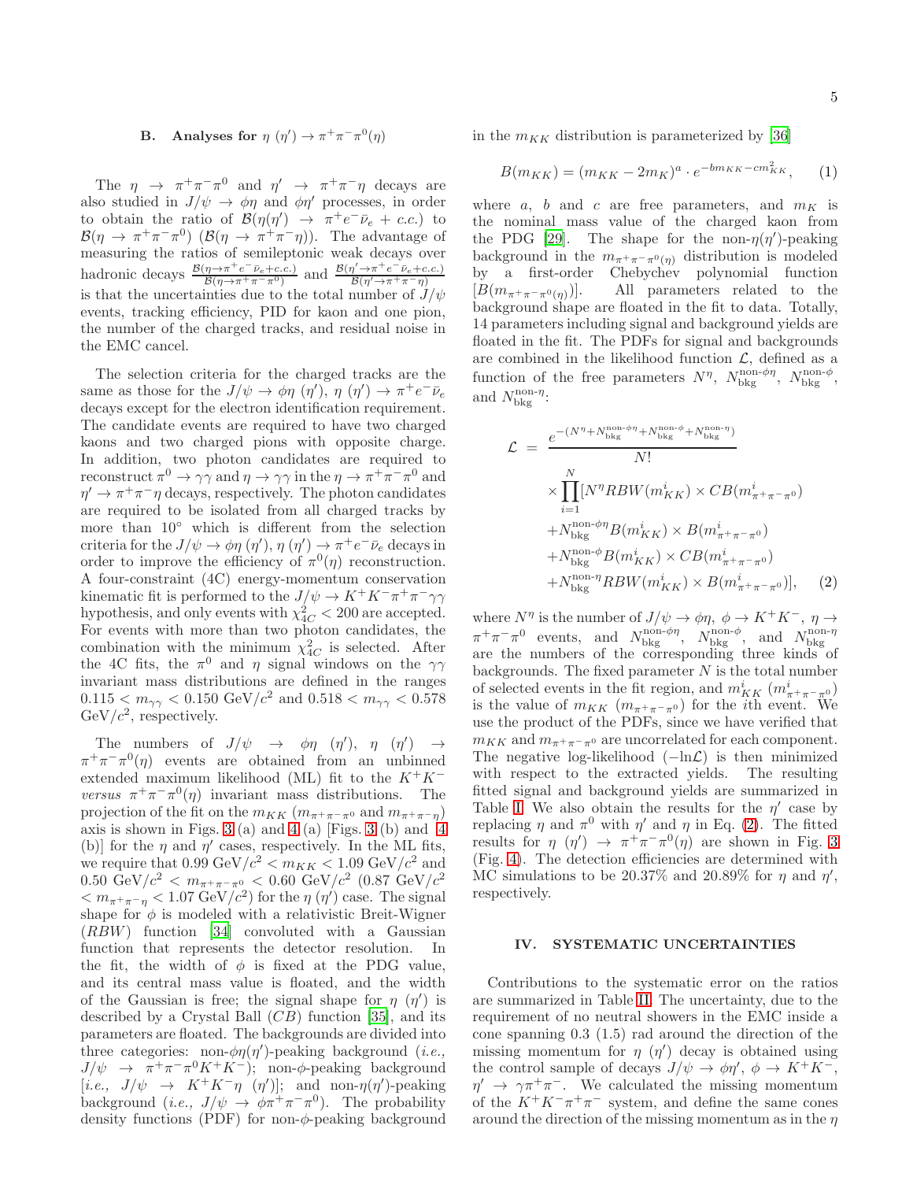### B. Analyses for $\eta$ ($\eta'$) $\to \pi^+\pi^-\pi^0(\eta)$

The $\eta \to \pi^+\pi^-\pi^0$ and $\eta' \to \pi^+\pi^-\eta$ decays are also studied in $J/\psi \to \phi\eta$ and $\phi\eta'$ processes, in order to obtain the ratio of $\mathcal{B}(\eta(\eta') \to \pi^+e^-\bar{\nu}_e + c.c.)$ to $\mathcal{B}(\eta \to \pi^+\pi^-\pi^0)$ ($\mathcal{B}(\eta \to \pi^+\pi^-\eta)$). The advantage of measuring the ratios of semileptonic weak decays over hadronic decays $\frac{\mathcal{B}(\eta\to\pi^+e^-\bar{\nu}_e+c.c.)}{\mathcal{B}(\eta\to\pi^+\pi^-\pi^0)}$ and $\frac{\mathcal{B}(\eta'\to\pi^+e^-\bar{\nu}_e+c.c.)}{\mathcal{B}(\eta'\to\pi^+\pi^-\eta)}$ is that the uncertainties due to the total number of $J/\psi$ events, tracking efficiency, PID for kaon and one pion, the number of the charged tracks, and residual noise in the EMC cancel.

The selection criteria for the charged tracks are the same as those for the $J/\psi \to \phi\eta$ ($\eta'$), $\eta$ ($\eta'$) $\to \pi^+e^-\bar{\nu}_e$ decays except for the electron identification requirement. The candidate events are required to have two charged kaons and two charged pions with opposite charge. In addition, two photon candidates are required to reconstruct $\pi^0 \to \gamma\gamma$ and $\eta \to \gamma\gamma$ in the $\eta \to \pi^+\pi^-\pi^0$ and $\eta' \to \pi^+\pi^-\eta$ decays, respectively. The photon candidates are required to be isolated from all charged tracks by more than 10° which is different from the selection criteria for the $J/\psi \to \phi\eta$ ($\eta'$), $\eta$ ($\eta'$) $\to \pi^+e^-\bar{\nu}_e$ decays in order to improve the efficiency of $\pi^0(\eta)$ reconstruction. A four-constraint (4C) energy-momentum conservation kinematic fit is performed to the $J/\psi \to K^+K^-\pi^+\pi^-\gamma\gamma$ hypothesis, and only events with $\chi^2_{4C} < 200$ are accepted. For events with more than two photon candidates, the combination with the minimum $\chi^2_{4C}$ is selected. After the 4C fits, the $\pi^0$ and $\eta$ signal windows on the $\gamma\gamma$ invariant mass distributions are defined in the ranges $0.115 < m_{\gamma\gamma} < 0.150$ GeV/$c^2$ and $0.518 < m_{\gamma\gamma} < 0.578$ GeV/$c^2$, respectively.

The numbers of $J/\psi \to \phi\eta$ ($\eta'$), $\eta$ ($\eta'$) $\to \pi^+\pi^-\pi^0(\eta)$ events are obtained from an unbinned extended maximum likelihood (ML) fit to the $K^+K^-$ *versus* $\pi^+\pi^-\pi^0(\eta)$ invariant mass distributions. The projection of the fit on the $m_{KK}$ ($m_{\pi^+\pi^-\pi^0}$ and $m_{\pi^+\pi^-\eta}$) axis is shown in Figs. 3 (a) and 4 (a) [Figs. 3 (b) and 4 (b)] for the $\eta$ and $\eta'$ cases, respectively. In the ML fits, we require that 0.99 GeV/$c^2$ $< m_{KK} <$ 1.09 GeV/$c^2$ and 0.50 GeV/$c^2$ $< m_{\pi^+\pi^-\pi^0} <$ 0.60 GeV/$c^2$ (0.87 GeV/$c^2$ $< m_{\pi^+\pi^-\eta} <$ 1.07 GeV/$c^2$) for the $\eta$ ($\eta'$) case. The signal shape for $\phi$ is modeled with a relativistic Breit-Wigner ($RBW$) function [34] convoluted with a Gaussian function that represents the detector resolution. In the fit, the width of $\phi$ is fixed at the PDG value, and its central mass value is floated, and the width of the Gaussian is free; the signal shape for $\eta$ ($\eta'$) is described by a Crystal Ball ($CB$) function [35], and its parameters are floated. The backgrounds are divided into three categories: non-$\phi\eta(\eta')$-peaking background (*i.e.*, $J/\psi \to \pi^+\pi^-\pi^0K^+K^-$); non-$\phi$-peaking background [*i.e.*, $J/\psi \to K^+K^-\eta$ ($\eta'$)]; and non-$\eta(\eta')$-peaking background (*i.e.*, $J/\psi \to \phi\pi^+\pi^-\pi^0$). The probability density functions (PDF) for non-$\phi$-peaking background in the $m_{KK}$ distribution is parameterized by [36]

$$B(m_{KK}) = (m_{KK} - 2m_K)^a \cdot e^{-bm_{KK} - cm_{KK}^2}, \quad (1)$$

where $a$, $b$ and $c$ are free parameters, and $m_K$ is the nominal mass value of the charged kaon from the PDG [29]. The shape for the non-$\eta(\eta')$-peaking background in the $m_{\pi^+\pi^-\pi^0(\eta)}$ distribution is modeled by a first-order Chebychev polynomial function $[B(m_{\pi^+\pi^-\pi^0(\eta)})]$. All parameters related to the background shape are floated in the fit to data. Totally, 14 parameters including signal and background yields are floated in the fit. The PDFs for signal and backgrounds are combined in the likelihood function $\mathcal{L}$, defined as a function of the free parameters $N^\eta$, $N^{\text{non-}\phi\eta}_{\text{bkg}}$, $N^{\text{non-}\phi}_{\text{bkg}}$, and $N^{\text{non-}\eta}_{\text{bkg}}$:

$$\begin{aligned}
\mathcal{L} &= \frac{e^{-(N^\eta + N^{\text{non-}\phi\eta}_{\text{bkg}} + N^{\text{non-}\phi}_{\text{bkg}} + N^{\text{non-}\eta}_{\text{bkg}})}}{N!} \\
&\times \prod_{i=1}^{N} [N^\eta RBW(m^i_{KK}) \times CB(m^i_{\pi^+\pi^-\pi^0}) \\
&+ N^{\text{non-}\phi\eta}_{\text{bkg}} B(m^i_{KK}) \times B(m^i_{\pi^+\pi^-\pi^0}) \\
&+ N^{\text{non-}\phi}_{\text{bkg}} B(m^i_{KK}) \times CB(m^i_{\pi^+\pi^-\pi^0}) \\
&+ N^{\text{non-}\eta}_{\text{bkg}} RBW(m^i_{KK}) \times B(m^i_{\pi^+\pi^-\pi^0})], \quad (2)
\end{aligned}$$

where $N^\eta$ is the number of $J/\psi \to \phi\eta$, $\phi \to K^+K^-$, $\eta \to \pi^+\pi^-\pi^0$ events, and $N^{\text{non-}\phi\eta}_{\text{bkg}}$, $N^{\text{non-}\phi}_{\text{bkg}}$, and $N^{\text{non-}\eta}_{\text{bkg}}$ are the numbers of the corresponding three kinds of backgrounds. The fixed parameter $N$ is the total number of selected events in the fit region, and $m^i_{KK}$ ($m^i_{\pi^+\pi^-\pi^0}$) is the value of $m_{KK}$ ($m_{\pi^+\pi^-\pi^0}$) for the $i$th event. We use the product of the PDFs, since we have verified that $m_{KK}$ and $m_{\pi^+\pi^-\pi^0}$ are uncorrelated for each component. The negative log-likelihood ($-\ln\mathcal{L}$) is then minimized with respect to the extracted yields. The resulting fitted signal and background yields are summarized in Table I. We also obtain the results for the $\eta'$ case by replacing $\eta$ and $\pi^0$ with $\eta'$ and $\eta$ in Eq. (2). The fitted results for $\eta$ ($\eta'$) $\to \pi^+\pi^-\pi^0(\eta)$ are shown in Fig. 3 (Fig. 4). The detection efficiencies are determined with MC simulations to be 20.37% and 20.89% for $\eta$ and $\eta'$, respectively.

## IV. SYSTEMATIC UNCERTAINTIES

Contributions to the systematic error on the ratios are summarized in Table II. The uncertainty, due to the requirement of no neutral showers in the EMC inside a cone spanning 0.3 (1.5) rad around the direction of the missing momentum for $\eta$ ($\eta'$) decay is obtained using the control sample of decays $J/\psi \to \phi\eta'$, $\phi \to K^+K^-$, $\eta' \to \gamma\pi^+\pi^-$. We calculated the missing momentum of the $K^+K^-\pi^+\pi^-$ system, and define the same cones around the direction of the missing momentum as in the $\eta$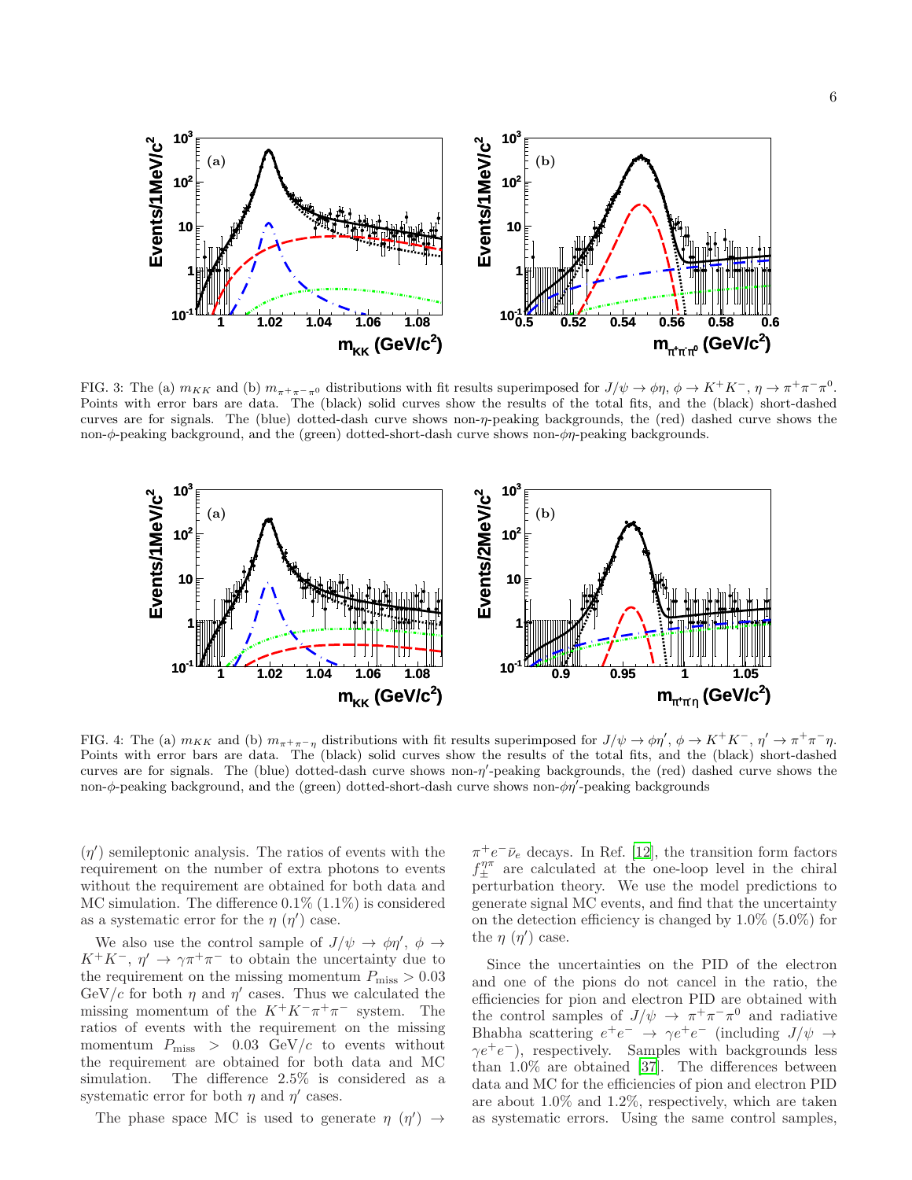FIG. 3: The (a) $m_{KK}$ and (b) $m_{\pi^+\pi^-\pi^0}$ distributions with fit results superimposed for $J/\psi \to \phi\eta$, $\phi \to K^+K^-$, $\eta \to \pi^+\pi^-\pi^0$. Points with error bars are data. The (black) solid curves show the results of the total fits, and the (black) short-dashed curves are for signals. The (blue) dotted-dash curve shows non-$\eta$-peaking backgrounds, the (red) dashed curve shows the non-$\phi$-peaking background, and the (green) dotted-short-dash curve shows non-$\phi\eta$-peaking backgrounds.

FIG. 4: The (a) $m_{KK}$ and (b) $m_{\pi^+\pi^-\eta}$ distributions with fit results superimposed for $J/\psi \to \phi\eta'$, $\phi \to K^+K^-$, $\eta' \to \pi^+\pi^-\eta$. Points with error bars are data. The (black) solid curves show the results of the total fits, and the (black) short-dashed curves are for signals. The (blue) dotted-dash curve shows non-$\eta'$-peaking backgrounds, the (red) dashed curve shows the non-$\phi$-peaking background, and the (green) dotted-short-dash curve shows non-$\phi\eta'$-peaking backgrounds

($\eta'$) semileptonic analysis. The ratios of events with the requirement on the number of extra photons to events without the requirement are obtained for both data and MC simulation. The difference 0.1% (1.1%) is considered as a systematic error for the $\eta$ ($\eta'$) case.

We also use the control sample of $J/\psi \to \phi\eta'$, $\phi \to K^+K^-$, $\eta' \to \gamma\pi^+\pi^-$ to obtain the uncertainty due to the requirement on the missing momentum $P_{\rm miss} > 0.03$ GeV/$c$ for both $\eta$ and $\eta'$ cases. Thus we calculated the missing momentum of the $K^+K^-\pi^+\pi^-$ system. The ratios of events with the requirement on the missing momentum $P_{\rm miss} > 0.03$ GeV/$c$ to events without the requirement are obtained for both data and MC simulation. The difference 2.5% is considered as a systematic error for both $\eta$ and $\eta'$ cases.

The phase space MC is used to generate $\eta$ ($\eta'$) $\to$ $\pi^+e^-\bar{\nu}_e$ decays. In Ref. [12], the transition form factors $f_{\pm}^{\eta\pi}$ are calculated at the one-loop level in the chiral perturbation theory. We use the model predictions to generate signal MC events, and find that the uncertainty on the detection efficiency is changed by 1.0% (5.0%) for the $\eta$ ($\eta'$) case.

Since the uncertainties on the PID of the electron and one of the pions do not cancel in the ratio, the efficiencies for pion and electron PID are obtained with the control samples of $J/\psi \to \pi^+\pi^-\pi^0$ and radiative Bhabha scattering $e^+e^- \to \gamma e^+e^-$ (including $J/\psi \to \gamma e^+e^-$), respectively. Samples with backgrounds less than 1.0% are obtained [37]. The differences between data and MC for the efficiencies of pion and electron PID are about 1.0% and 1.2%, respectively, which are taken as systematic errors. Using the same control samples,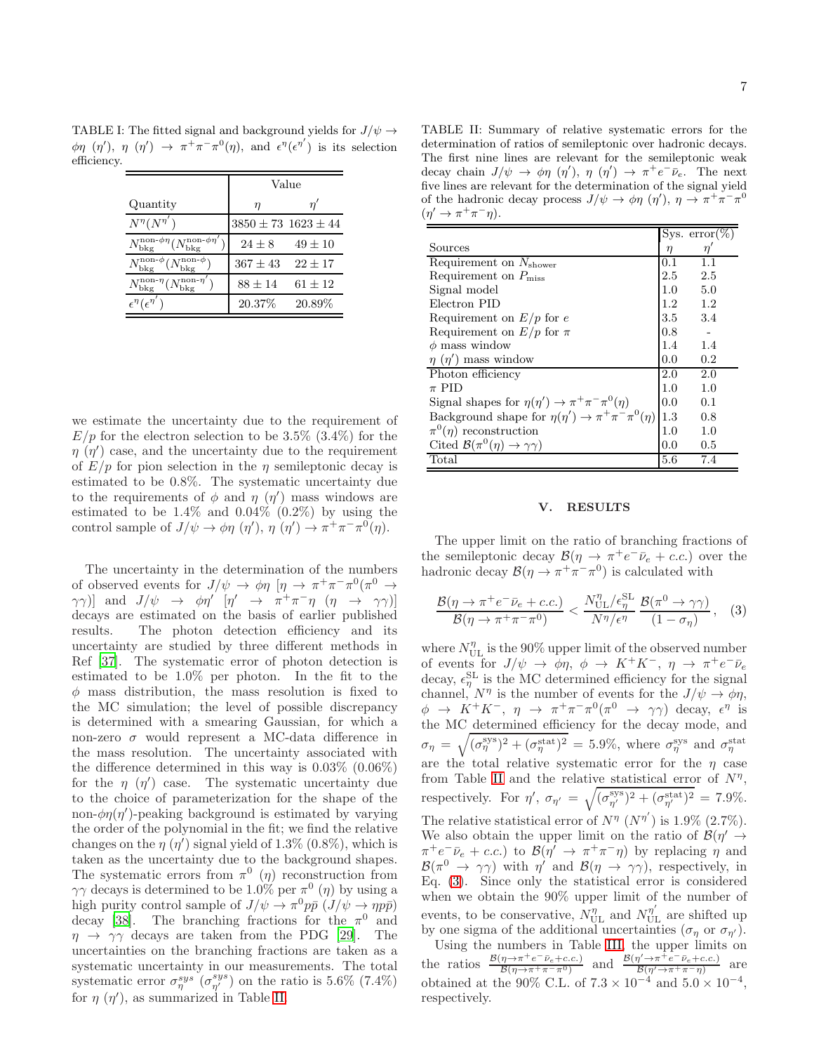TABLE I: The fitted signal and background yields for $J/\psi \to \phi\eta$ ($\eta'$), $\eta$ ($\eta'$) $\to \pi^+\pi^-\pi^0(\eta)$, and $\epsilon^{\eta}(\epsilon^{\eta'})$ is its selection efficiency.

| Quantity | Value $\eta$ | $\eta'$ |
|---|---|---|
| $N^{\eta}(N^{\eta'})$ | $3850 \pm 73$ | $1623 \pm 44$ |
| $N_{\rm bkg}^{\text{non-}\phi\eta}(N_{\rm bkg}^{\text{non-}\phi\eta'})$ | $24 \pm 8$ | $49 \pm 10$ |
| $N_{\rm bkg}^{\text{non-}\phi}(N_{\rm bkg}^{\text{non-}\phi})$ | $367 \pm 43$ | $22 \pm 17$ |
| $N_{\rm bkg}^{\text{non-}\eta}(N_{\rm bkg}^{\text{non-}\eta'})$ | $88 \pm 14$ | $61 \pm 12$ |
| $\epsilon^{\eta}(\epsilon^{\eta'})$ | 20.37% | 20.89% |

we estimate the uncertainty due to the requirement of $E/p$ for the electron selection to be 3.5% (3.4%) for the $\eta$ ($\eta'$) case, and the uncertainty due to the requirement of $E/p$ for pion selection in the $\eta$ semileptonic decay is estimated to be 0.8%. The systematic uncertainty due to the requirements of $\phi$ and $\eta$ ($\eta'$) mass windows are estimated to be 1.4% and 0.04% (0.2%) by using the control sample of $J/\psi \to \phi\eta$ ($\eta'$), $\eta$ ($\eta'$) $\to \pi^+\pi^-\pi^0(\eta)$.

The uncertainty in the determination of the numbers of observed events for $J/\psi \to \phi\eta$ [$\eta \to \pi^+\pi^-\pi^0(\pi^0 \to \gamma\gamma)$] and $J/\psi \to \phi\eta'$ [$\eta' \to \pi^+\pi^-\eta$ ($\eta \to \gamma\gamma$)] decays are estimated on the basis of earlier published results. The photon detection efficiency and its uncertainty are studied by three different methods in Ref [37]. The systematic error of photon detection is estimated to be 1.0% per photon. In the fit to the $\phi$ mass distribution, the mass resolution is fixed to the MC simulation; the level of possible discrepancy is determined with a smearing Gaussian, for which a non-zero $\sigma$ would represent a MC-data difference in the mass resolution. The uncertainty associated with the difference determined in this way is 0.03% (0.06%) for the $\eta$ ($\eta'$) case. The systematic uncertainty due to the choice of parameterization for the shape of the non-$\phi\eta(\eta')$-peaking background is estimated by varying the order of the polynomial in the fit; we find the relative changes on the $\eta$ ($\eta'$) signal yield of 1.3% (0.8%), which is taken as the uncertainty due to the background shapes. The systematic errors from $\pi^0$ ($\eta$) reconstruction from $\gamma\gamma$ decays is determined to be 1.0% per $\pi^0$ ($\eta$) by using a high purity control sample of $J/\psi \to \pi^0 p\bar{p}$ ($J/\psi \to \eta p\bar{p}$) decay [38]. The branching fractions for the $\pi^0$ and $\eta \to \gamma\gamma$ decays are taken from the PDG [29]. The uncertainties on the branching fractions are taken as a systematic uncertainty in our measurements. The total systematic error $\sigma_{\eta}^{sys}$ ($\sigma_{\eta'}^{sys}$) on the ratio is 5.6% (7.4%) for $\eta$ ($\eta'$), as summarized in Table II.

TABLE II: Summary of relative systematic errors for the determination of ratios of semileptonic over hadronic decays. The first nine lines are relevant for the semileptonic weak decay chain $J/\psi \to \phi\eta$ ($\eta'$), $\eta$ ($\eta'$) $\to \pi^+e^-\bar{\nu}_e$. The next five lines are relevant for the determination of the signal yield of the hadronic decay process $J/\psi \to \phi\eta$ ($\eta'$), $\eta \to \pi^+\pi^-\pi^0$ ($\eta' \to \pi^+\pi^-\eta$).

| Sources | Sys. error(%) $\eta$ | $\eta'$ |
|---|---|---|
| Requirement on $N_{\rm shower}$ | 0.1 | 1.1 |
| Requirement on $P_{\rm miss}$ | 2.5 | 2.5 |
| Signal model | 1.0 | 5.0 |
| Electron PID | 1.2 | 1.2 |
| Requirement on $E/p$ for $e$ | 3.5 | 3.4 |
| Requirement on $E/p$ for $\pi$ | 0.8 | - |
| $\phi$ mass window | 1.4 | 1.4 |
| $\eta$ ($\eta'$) mass window | 0.0 | 0.2 |
| Photon efficiency | 2.0 | 2.0 |
| $\pi$ PID | 1.0 | 1.0 |
| Signal shapes for $\eta(\eta') \to \pi^+\pi^-\pi^0(\eta)$ | 0.0 | 0.1 |
| Background shape for $\eta(\eta') \to \pi^+\pi^-\pi^0(\eta)$ | 1.3 | 0.8 |
| $\pi^0(\eta)$ reconstruction | 1.0 | 1.0 |
| Cited $\mathcal{B}(\pi^0(\eta) \to \gamma\gamma)$ | 0.0 | 0.5 |
| Total | 5.6 | 7.4 |

## V. RESULTS

The upper limit on the ratio of branching fractions of the semileptonic decay $\mathcal{B}(\eta \to \pi^+e^-\bar{\nu}_e + c.c.)$ over the hadronic decay $\mathcal{B}(\eta \to \pi^+\pi^-\pi^0)$ is calculated with

$$\frac{\mathcal{B}(\eta \to \pi^+e^-\bar{\nu}_e + c.c.)}{\mathcal{B}(\eta \to \pi^+\pi^-\pi^0)} < \frac{N_{\rm UL}^{\eta}/\epsilon_{\eta}^{\rm SL}}{N^{\eta}/\epsilon^{\eta}} \, \frac{\mathcal{B}(\pi^0 \to \gamma\gamma)}{(1-\sigma_{\eta})}, \quad (3)$$

where $N_{\rm UL}^{\eta}$ is the 90% upper limit of the observed number of events for $J/\psi \to \phi\eta$, $\phi \to K^+K^-$, $\eta \to \pi^+e^-\bar{\nu}_e$ decay, $\epsilon_{\eta}^{\rm SL}$ is the MC determined efficiency for the signal channel, $N^{\eta}$ is the number of events for the $J/\psi \to \phi\eta$, $\phi \to K^+K^-$, $\eta \to \pi^+\pi^-\pi^0(\pi^0 \to \gamma\gamma)$ decay, $\epsilon^{\eta}$ is the MC determined efficiency for the decay mode, and $\sigma_{\eta} = \sqrt{(\sigma_{\eta}^{\rm sys})^2 + (\sigma_{\eta}^{\rm stat})^2} = 5.9\%$, where $\sigma_{\eta}^{\rm sys}$ and $\sigma_{\eta}^{\rm stat}$ are the total relative systematic error for the $\eta$ case from Table II and the relative statistical error of $N^{\eta}$, respectively. For $\eta'$, $\sigma_{\eta'} = \sqrt{(\sigma_{\eta'}^{\rm sys})^2 + (\sigma_{\eta'}^{\rm stat})^2} = 7.9\%$. The relative statistical error of $N^{\eta}$ ($N^{\eta'}$) is 1.9% (2.7%). We also obtain the upper limit on the ratio of $\mathcal{B}(\eta' \to \pi^+e^-\bar{\nu}_e + c.c.)$ to $\mathcal{B}(\eta' \to \pi^+\pi^-\eta)$ by replacing $\eta$ and $\mathcal{B}(\pi^0 \to \gamma\gamma)$ with $\eta'$ and $\mathcal{B}(\eta \to \gamma\gamma)$, respectively, in Eq. (3). Since only the statistical error is considered when we obtain the 90% upper limit of the number of events, to be conservative, $N_{\rm UL}^{\eta}$ and $N_{\rm UL}^{\eta'}$ are shifted up by one sigma of the additional uncertainties ($\sigma_{\eta}$ or $\sigma_{\eta'}$).

Using the numbers in Table III, the upper limits on the ratios $\frac{\mathcal{B}(\eta \to \pi^+e^-\bar{\nu}_e + c.c.)}{\mathcal{B}(\eta \to \pi^+\pi^-\pi^0)}$ and $\frac{\mathcal{B}(\eta' \to \pi^+e^-\bar{\nu}_e + c.c.)}{\mathcal{B}(\eta' \to \pi^+\pi^-\eta)}$ are obtained at the 90% C.L. of $7.3 \times 10^{-4}$ and $5.0 \times 10^{-4}$, respectively.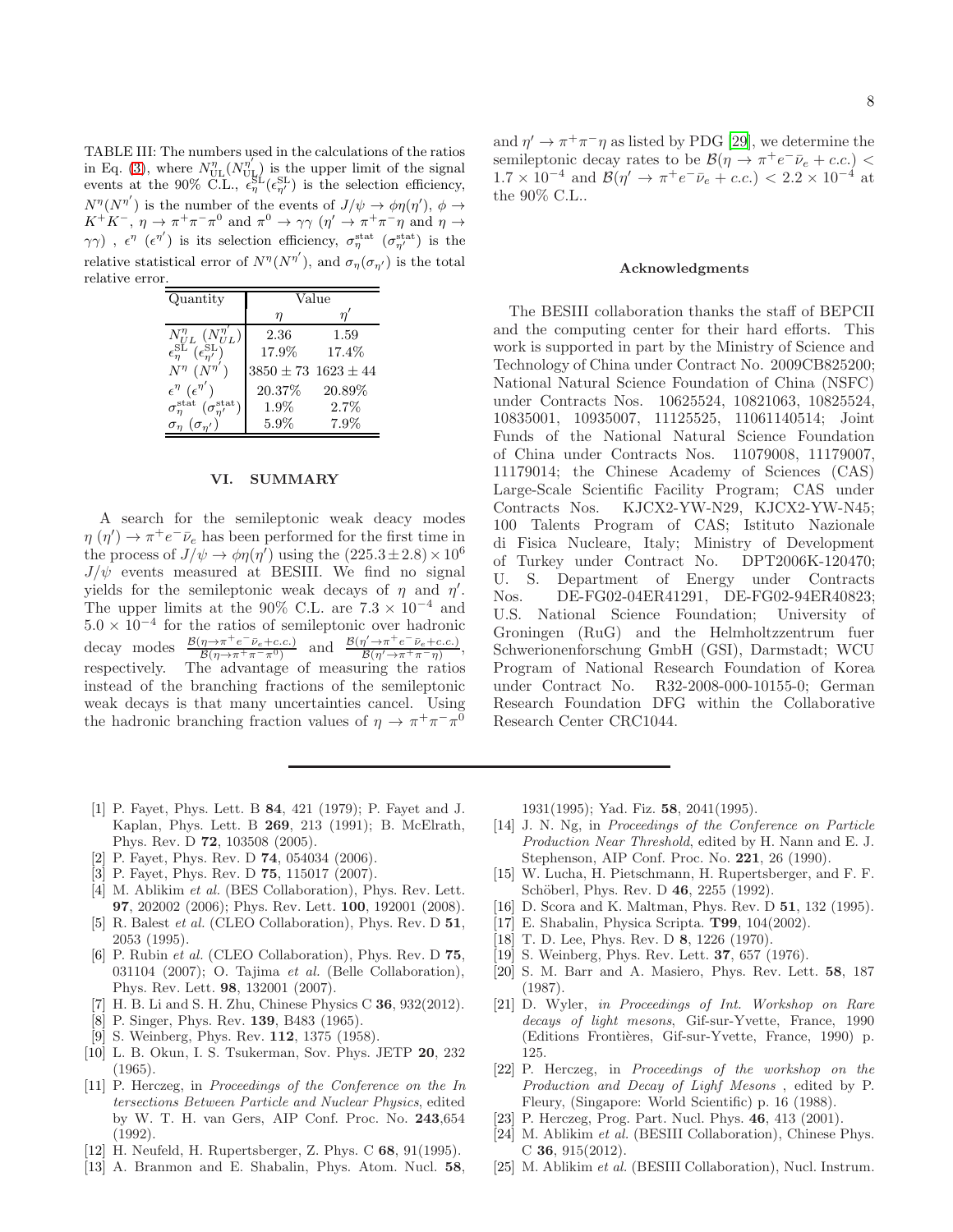TABLE III: The numbers used in the calculations of the ratios in Eq. (3), where $N^{\eta}_{\rm UL}(N^{\eta'}_{\rm UL})$ is the upper limit of the signal events at the 90% C.L., $\epsilon^{\rm SL}_{\eta}(\epsilon^{\rm SL}_{\eta'})$ is the selection efficiency, $N^{\eta}(N^{\eta'})$ is the number of the events of $J/\psi \to \phi\eta(\eta')$, $\phi \to K^+K^-$, $\eta \to \pi^+\pi^-\pi^0$ and $\pi^0 \to \gamma\gamma$ ($\eta' \to \pi^+\pi^-\eta$ and $\eta \to \gamma\gamma$) , $\epsilon^{\eta}$ ($\epsilon^{\eta'}$) is its selection efficiency, $\sigma^{\rm stat}_{\eta}$ ($\sigma^{\rm stat}_{\eta'}$) is the relative statistical error of $N^{\eta}(N^{\eta'})$, and $\sigma_{\eta}(\sigma_{\eta'})$ is the total relative error.

| Quantity | Value | |
|---|---|---|
| | $\eta$ | $\eta'$ |
| $N^{\eta}_{UL}$ ($N^{\eta'}_{UL}$) | 2.36 | 1.59 |
| $\epsilon^{\rm SL}_{\eta}$ ($\epsilon^{\rm SL}_{\eta'}$) | 17.9% | 17.4% |
| $N^{\eta}$ ($N^{\eta'}$) | $3850 \pm 73$ | $1623 \pm 44$ |
| $\epsilon^{\eta}$ ($\epsilon^{\eta'}$) | 20.37% | 20.89% |
| $\sigma^{\rm stat}_{\eta}$ ($\sigma^{\rm stat}_{\eta'}$) | 1.9% | 2.7% |
| $\sigma_{\eta}$ ($\sigma_{\eta'}$) | 5.9% | 7.9% |

## VI. SUMMARY

A search for the semileptonic weak deacy modes $\eta\,(\eta') \to \pi^+e^-\bar{\nu}_e$ has been performed for the first time in the process of $J/\psi \to \phi\eta(\eta')$ using the $(225.3 \pm 2.8) \times 10^6$ $J/\psi$ events measured at BESIII. We find no signal yields for the semileptonic weak decays of $\eta$ and $\eta'$. The upper limits at the 90% C.L. are $7.3 \times 10^{-4}$ and $5.0 \times 10^{-4}$ for the ratios of semileptonic over hadronic decay modes $\frac{\mathcal{B}(\eta \to \pi^+e^-\bar{\nu}_e + c.c.)}{\mathcal{B}(\eta \to \pi^+\pi^-\pi^0)}$ and $\frac{\mathcal{B}(\eta' \to \pi^+e^-\bar{\nu}_e + c.c.)}{\mathcal{B}(\eta' \to \pi^+\pi^-\eta)}$, respectively. The advantage of measuring the ratios instead of the branching fractions of the semileptonic weak decays is that many uncertainties cancel. Using the hadronic branching fraction values of $\eta \to \pi^+\pi^-\pi^0$ and $\eta' \to \pi^+\pi^-\eta$ as listed by PDG [29], we determine the semileptonic decay rates to be $\mathcal{B}(\eta \to \pi^+e^-\bar{\nu}_e + c.c.) < 1.7 \times 10^{-4}$ and $\mathcal{B}(\eta' \to \pi^+e^-\bar{\nu}_e + c.c.) < 2.2 \times 10^{-4}$ at the 90% C.L..

### Acknowledgments

The BESIII collaboration thanks the staff of BEPCII and the computing center for their hard efforts. This work is supported in part by the Ministry of Science and Technology of China under Contract No. 2009CB825200; National Natural Science Foundation of China (NSFC) under Contracts Nos. 10625524, 10821063, 10825524, 10835001, 10935007, 11125525, 11061140514; Joint Funds of the National Natural Science Foundation of China under Contracts Nos. 11079008, 11179007, 11179014; the Chinese Academy of Sciences (CAS) Large-Scale Scientific Facility Program; CAS under Contracts Nos. KJCX2-YW-N29, KJCX2-YW-N45; 100 Talents Program of CAS; Istituto Nazionale di Fisica Nucleare, Italy; Ministry of Development of Turkey under Contract No. DPT2006K-120470; U. S. Department of Energy under Contracts Nos. DE-FG02-04ER41291, DE-FG02-94ER40823; U.S. National Science Foundation; University of Groningen (RuG) and the Helmholtzzentrum fuer Schwerionenforschung GmbH (GSI), Darmstadt; WCU Program of National Research Foundation of Korea under Contract No. R32-2008-000-10155-0; German Research Foundation DFG within the Collaborative Research Center CRC1044.

---

[1] P. Fayet, Phys. Lett. B **84**, 421 (1979); P. Fayet and J. Kaplan, Phys. Lett. B **269**, 213 (1991); B. McElrath, Phys. Rev. D **72**, 103508 (2005).
[2] P. Fayet, Phys. Rev. D **74**, 054034 (2006).
[3] P. Fayet, Phys. Rev. D **75**, 115017 (2007).
[4] M. Ablikim *et al.* (BES Collaboration), Phys. Rev. Lett. **97**, 202002 (2006); Phys. Rev. Lett. **100**, 192001 (2008).
[5] R. Balest *et al.* (CLEO Collaboration), Phys. Rev. D **51**, 2053 (1995).
[6] P. Rubin *et al.* (CLEO Collaboration), Phys. Rev. D **75**, 031104 (2007); O. Tajima *et al.* (Belle Collaboration), Phys. Rev. Lett. **98**, 132001 (2007).
[7] H. B. Li and S. H. Zhu, Chinese Physics C **36**, 932(2012).
[8] P. Singer, Phys. Rev. **139**, B483 (1965).
[9] S. Weinberg, Phys. Rev. **112**, 1375 (1958).
[10] L. B. Okun, I. S. Tsukerman, Sov. Phys. JETP **20**, 232 (1965).
[11] P. Herczeg, in *Proceedings of the Conference on the In tersections Between Particle and Nuclear Physics*, edited by W. T. H. van Gers, AIP Conf. Proc. No. **243**,654 (1992).
[12] H. Neufeld, H. Rupertsberger, Z. Phys. C **68**, 91(1995).
[13] A. Branmon and E. Shabalin, Phys. Atom. Nucl. **58**, 1931(1995); Yad. Fiz. **58**, 2041(1995).
[14] J. N. Ng, in *Proceedings of the Conference on Particle Production Near Threshold*, edited by H. Nann and E. J. Stephenson, AIP Conf. Proc. No. **221**, 26 (1990).
[15] W. Lucha, H. Pietschmann, H. Rupertsberger, and F. F. Schöberl, Phys. Rev. D **46**, 2255 (1992).
[16] D. Scora and K. Maltman, Phys. Rev. D **51**, 132 (1995).
[17] E. Shabalin, Physica Scripta. **T99**, 104(2002).
[18] T. D. Lee, Phys. Rev. D **8**, 1226 (1970).
[19] S. Weinberg, Phys. Rev. Lett. **37**, 657 (1976).
[20] S. M. Barr and A. Masiero, Phys. Rev. Lett. **58**, 187 (1987).
[21] D. Wyler, *in Proceedings of Int. Workshop on Rare decays of light mesons*, Gif-sur-Yvette, France, 1990 (Editions Frontières, Gif-sur-Yvette, France, 1990) p. 125.
[22] P. Herczeg, in *Proceedings of the workshop on the Production and Decay of Lighf Mesons* , edited by P. Fleury, (Singapore: World Scientific) p. 16 (1988).
[23] P. Herczeg, Prog. Part. Nucl. Phys. **46**, 413 (2001).
[24] M. Ablikim *et al.* (BESIII Collaboration), Chinese Phys. C **36**, 915(2012).
[25] M. Ablikim *et al.* (BESIII Collaboration), Nucl. Instrum.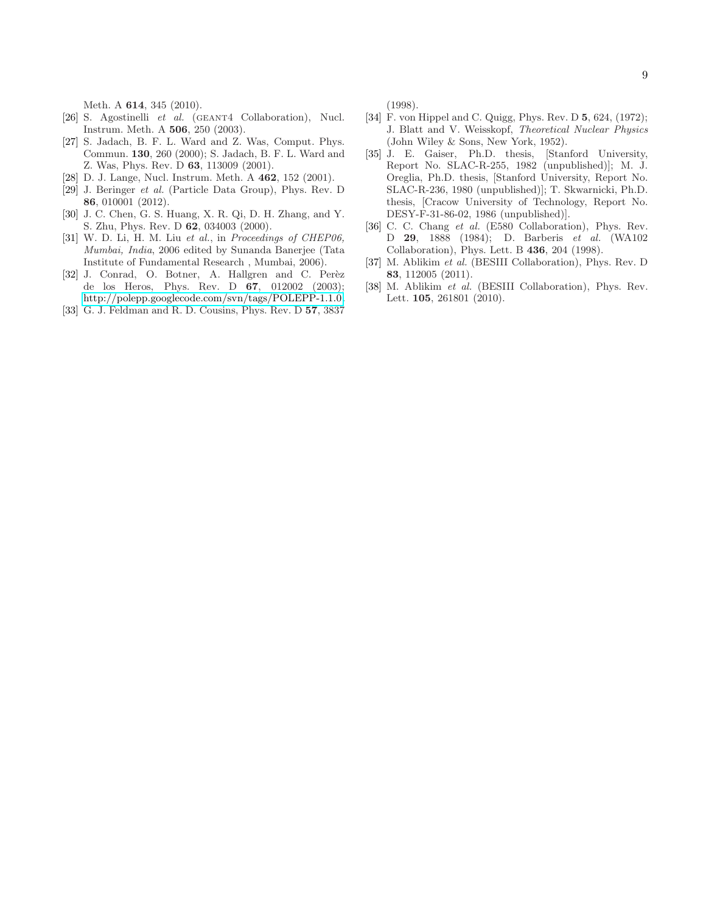Meth. A **614**, 345 (2010).

[26] S. Agostinelli *et al.* (GEANT4 Collaboration), Nucl. Instrum. Meth. A **506**, 250 (2003).

[27] S. Jadach, B. F. L. Ward and Z. Was, Comput. Phys. Commun. **130**, 260 (2000); S. Jadach, B. F. L. Ward and Z. Was, Phys. Rev. D **63**, 113009 (2001).

[28] D. J. Lange, Nucl. Instrum. Meth. A **462**, 152 (2001).

[29] J. Beringer *et al.* (Particle Data Group), Phys. Rev. D **86**, 010001 (2012).

[30] J. C. Chen, G. S. Huang, X. R. Qi, D. H. Zhang, and Y. S. Zhu, Phys. Rev. D **62**, 034003 (2000).

[31] W. D. Li, H. M. Liu *et al.*, in *Proceedings of CHEP06, Mumbai, India*, 2006 edited by Sunanda Banerjee (Tata Institute of Fundamental Research , Mumbai, 2006).

[32] J. Conrad, O. Botner, A. Hallgren and C. Perèz de los Heros, Phys. Rev. D **67**, 012002 (2003); http://polepp.googlecode.com/svn/tags/POLEPP-1.1.0.

[33] G. J. Feldman and R. D. Cousins, Phys. Rev. D **57**, 3837 (1998).

[34] F. von Hippel and C. Quigg, Phys. Rev. D **5**, 624, (1972); J. Blatt and V. Weisskopf, *Theoretical Nuclear Physics* (John Wiley & Sons, New York, 1952).

[35] J. E. Gaiser, Ph.D. thesis, [Stanford University, Report No. SLAC-R-255, 1982 (unpublished)]; M. J. Oreglia, Ph.D. thesis, [Stanford University, Report No. SLAC-R-236, 1980 (unpublished)]; T. Skwarnicki, Ph.D. thesis, [Cracow University of Technology, Report No. DESY-F-31-86-02, 1986 (unpublished)].

[36] C. C. Chang *et al.* (E580 Collaboration), Phys. Rev. D **29**, 1888 (1984); D. Barberis *et al.* (WA102 Collaboration), Phys. Lett. B **436**, 204 (1998).

[37] M. Ablikim *et al.* (BESIII Collaboration), Phys. Rev. D **83**, 112005 (2011).

[38] M. Ablikim *et al.* (BESIII Collaboration), Phys. Rev. Lett. **105**, 261801 (2010).